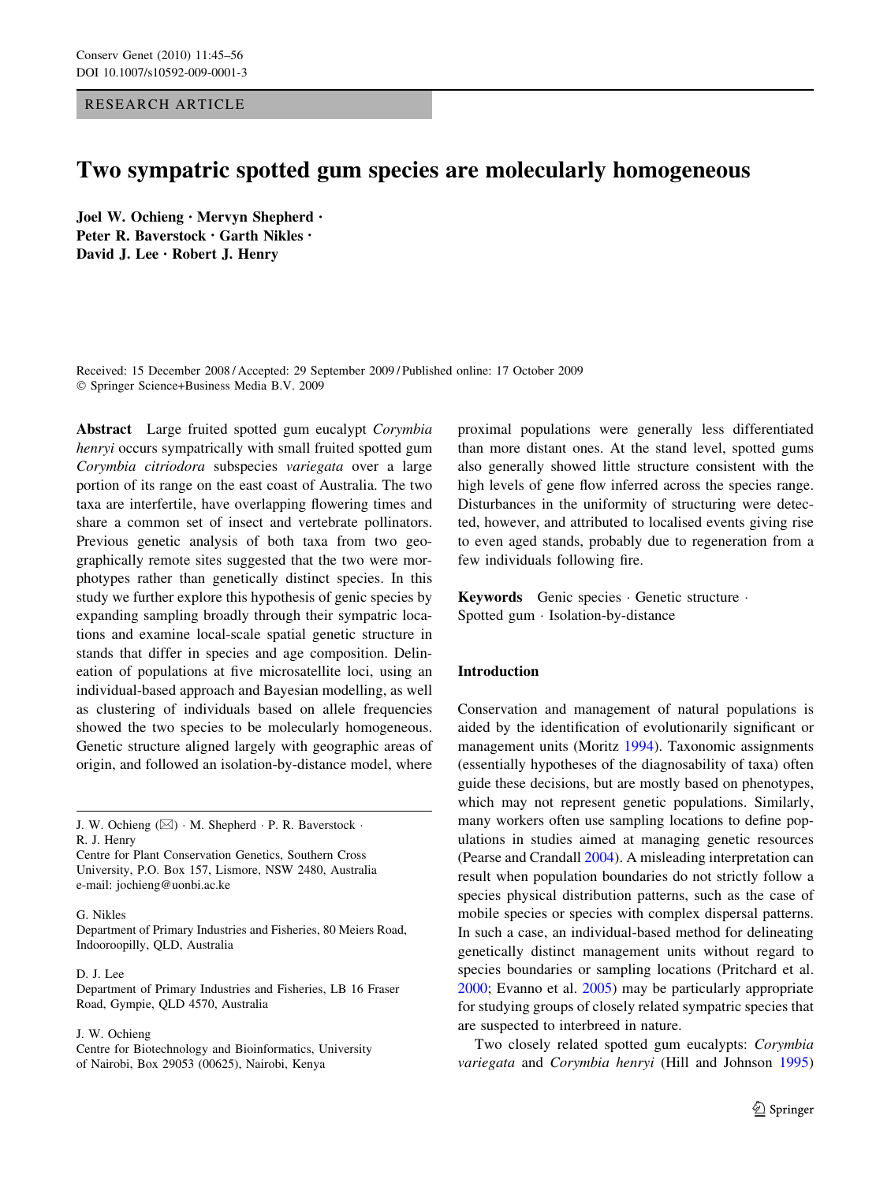RESEARCH ARTICLE

# Two sympatric spotted gum species are molecularly homogeneous

**Joel W. Ochieng · Mervyn Shepherd · Peter R. Baverstock · Garth Nikles · David J. Lee · Robert J. Henry**

Received: 15 December 2008 / Accepted: 29 September 2009 / Published online: 17 October 2009
© Springer Science+Business Media B.V. 2009

**Abstract** Large fruited spotted gum eucalypt *Corymbia henryi* occurs sympatrically with small fruited spotted gum *Corymbia citriodora* subspecies *variegata* over a large portion of its range on the east coast of Australia. The two taxa are interfertile, have overlapping flowering times and share a common set of insect and vertebrate pollinators. Previous genetic analysis of both taxa from two geographically remote sites suggested that the two were morphotypes rather than genetically distinct species. In this study we further explore this hypothesis of genic species by expanding sampling broadly through their sympatric locations and examine local-scale spatial genetic structure in stands that differ in species and age composition. Delineation of populations at five microsatellite loci, using an individual-based approach and Bayesian modelling, as well as clustering of individuals based on allele frequencies showed the two species to be molecularly homogeneous. Genetic structure aligned largely with geographic areas of origin, and followed an isolation-by-distance model, where proximal populations were generally less differentiated than more distant ones. At the stand level, spotted gums also generally showed little structure consistent with the high levels of gene flow inferred across the species range. Disturbances in the uniformity of structuring were detected, however, and attributed to localised events giving rise to even aged stands, probably due to regeneration from a few individuals following fire.

**Keywords** Genic species · Genetic structure · Spotted gum · Isolation-by-distance

J. W. Ochieng (✉) · M. Shepherd · P. R. Baverstock · R. J. Henry
Centre for Plant Conservation Genetics, Southern Cross University, P.O. Box 157, Lismore, NSW 2480, Australia
e-mail: jochieng@uonbi.ac.ke

G. Nikles
Department of Primary Industries and Fisheries, 80 Meiers Road, Indooroopilly, QLD, Australia

D. J. Lee
Department of Primary Industries and Fisheries, LB 16 Fraser Road, Gympie, QLD 4570, Australia

J. W. Ochieng
Centre for Biotechnology and Bioinformatics, University of Nairobi, Box 29053 (00625), Nairobi, Kenya

## Introduction

Conservation and management of natural populations is aided by the identification of evolutionarily significant or management units (Moritz 1994). Taxonomic assignments (essentially hypotheses of the diagnosability of taxa) often guide these decisions, but are mostly based on phenotypes, which may not represent genetic populations. Similarly, many workers often use sampling locations to define populations in studies aimed at managing genetic resources (Pearse and Crandall 2004). A misleading interpretation can result when population boundaries do not strictly follow a species physical distribution patterns, such as the case of mobile species or species with complex dispersal patterns. In such a case, an individual-based method for delineating genetically distinct management units without regard to species boundaries or sampling locations (Pritchard et al. 2000; Evanno et al. 2005) may be particularly appropriate for studying groups of closely related sympatric species that are suspected to interbreed in nature.

Two closely related spotted gum eucalypts: *Corymbia variegata* and *Corymbia henryi* (Hill and Johnson 1995)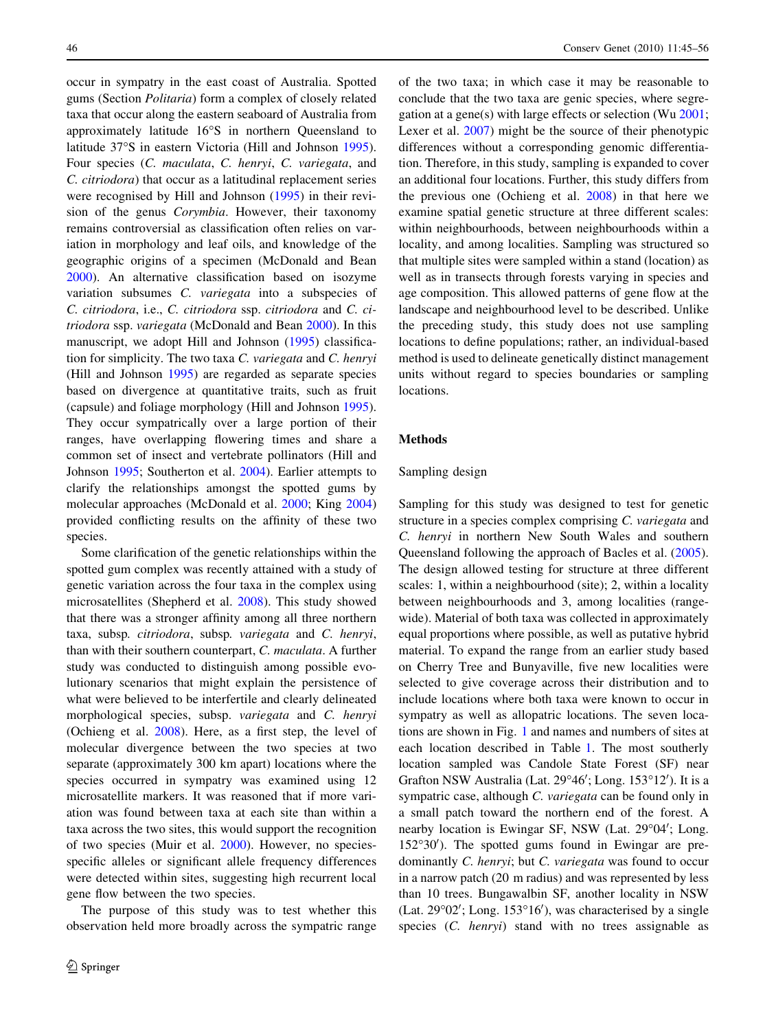occur in sympatry in the east coast of Australia. Spotted gums (Section *Politaria*) form a complex of closely related taxa that occur along the eastern seaboard of Australia from approximately latitude 16°S in northern Queensland to latitude 37°S in eastern Victoria (Hill and Johnson 1995). Four species (*C. maculata*, *C. henryi*, *C. variegata*, and *C. citriodora*) that occur as a latitudinal replacement series were recognised by Hill and Johnson (1995) in their revision of the genus *Corymbia*. However, their taxonomy remains controversial as classification often relies on variation in morphology and leaf oils, and knowledge of the geographic origins of a specimen (McDonald and Bean 2000). An alternative classification based on isozyme variation subsumes *C. variegata* into a subspecies of *C. citriodora*, i.e., *C. citriodora* ssp. *citriodora* and *C. citriodora* ssp. *variegata* (McDonald and Bean 2000). In this manuscript, we adopt Hill and Johnson (1995) classification for simplicity. The two taxa *C. variegata* and *C. henryi* (Hill and Johnson 1995) are regarded as separate species based on divergence at quantitative traits, such as fruit (capsule) and foliage morphology (Hill and Johnson 1995). They occur sympatrically over a large portion of their ranges, have overlapping flowering times and share a common set of insect and vertebrate pollinators (Hill and Johnson 1995; Southerton et al. 2004). Earlier attempts to clarify the relationships amongst the spotted gums by molecular approaches (McDonald et al. 2000; King 2004) provided conflicting results on the affinity of these two species.

Some clarification of the genetic relationships within the spotted gum complex was recently attained with a study of genetic variation across the four taxa in the complex using microsatellites (Shepherd et al. 2008). This study showed that there was a stronger affinity among all three northern taxa, subsp. *citriodora*, subsp. *variegata* and *C. henryi*, than with their southern counterpart, *C. maculata*. A further study was conducted to distinguish among possible evolutionary scenarios that might explain the persistence of what were believed to be interfertile and clearly delineated morphological species, subsp. *variegata* and *C. henryi* (Ochieng et al. 2008). Here, as a first step, the level of molecular divergence between the two species at two separate (approximately 300 km apart) locations where the species occurred in sympatry was examined using 12 microsatellite markers. It was reasoned that if more variation was found between taxa at each site than within a taxa across the two sites, this would support the recognition of two species (Muir et al. 2000). However, no species-specific alleles or significant allele frequency differences were detected within sites, suggesting high recurrent local gene flow between the two species.

The purpose of this study was to test whether this observation held more broadly across the sympatric range of the two taxa; in which case it may be reasonable to conclude that the two taxa are genic species, where segregation at a gene(s) with large effects or selection (Wu 2001; Lexer et al. 2007) might be the source of their phenotypic differences without a corresponding genomic differentiation. Therefore, in this study, sampling is expanded to cover an additional four locations. Further, this study differs from the previous one (Ochieng et al. 2008) in that here we examine spatial genetic structure at three different scales: within neighbourhoods, between neighbourhoods within a locality, and among localities. Sampling was structured so that multiple sites were sampled within a stand (location) as well as in transects through forests varying in species and age composition. This allowed patterns of gene flow at the landscape and neighbourhood level to be described. Unlike the preceding study, this study does not use sampling locations to define populations; rather, an individual-based method is used to delineate genetically distinct management units without regard to species boundaries or sampling locations.

## Methods

### Sampling design

Sampling for this study was designed to test for genetic structure in a species complex comprising *C. variegata* and *C. henryi* in northern New South Wales and southern Queensland following the approach of Bacles et al. (2005). The design allowed testing for structure at three different scales: 1, within a neighbourhood (site); 2, within a locality between neighbourhoods and 3, among localities (range-wide). Material of both taxa was collected in approximately equal proportions where possible, as well as putative hybrid material. To expand the range from an earlier study based on Cherry Tree and Bunyaville, five new localities were selected to give coverage across their distribution and to include locations where both taxa were known to occur in sympatry as well as allopatric locations. The seven locations are shown in Fig. 1 and names and numbers of sites at each location described in Table 1. The most southerly location sampled was Candole State Forest (SF) near Grafton NSW Australia (Lat. 29°46′; Long. 153°12′). It is a sympatric case, although *C. variegata* can be found only in a small patch toward the northern end of the forest. A nearby location is Ewingar SF, NSW (Lat. 29°04′; Long. 152°30′). The spotted gums found in Ewingar are predominantly *C. henryi*; but *C. variegata* was found to occur in a narrow patch (20 m radius) and was represented by less than 10 trees. Bungawalbin SF, another locality in NSW (Lat. 29°02′; Long. 153°16′), was characterised by a single species (*C. henryi*) stand with no trees assignable as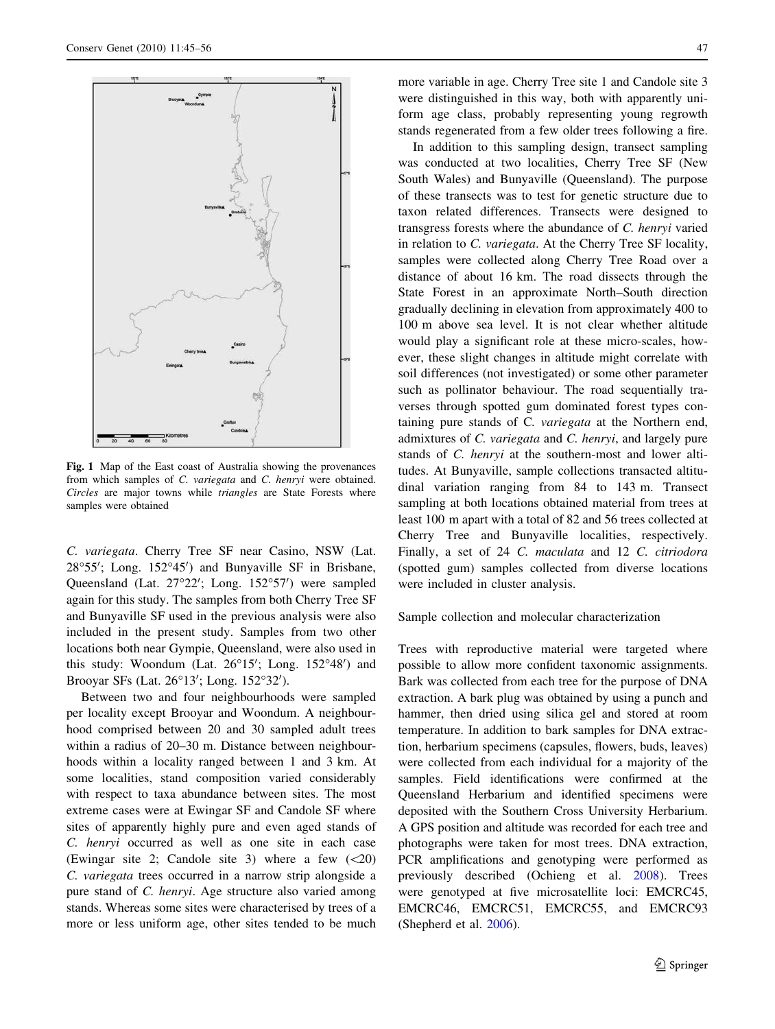Fig. 1 Map of the East coast of Australia showing the provenances from which samples of *C. variegata* and *C. henryi* were obtained. *Circles* are major towns while *triangles* are State Forests where samples were obtained

*C. variegata*. Cherry Tree SF near Casino, NSW (Lat. 28°55′; Long. 152°45′) and Bunyaville SF in Brisbane, Queensland (Lat. 27°22′; Long. 152°57′) were sampled again for this study. The samples from both Cherry Tree SF and Bunyaville SF used in the previous analysis were also included in the present study. Samples from two other locations both near Gympie, Queensland, were also used in this study: Woondum (Lat. 26°15′; Long. 152°48′) and Brooyar SFs (Lat. 26°13′; Long. 152°32′).

Between two and four neighbourhoods were sampled per locality except Brooyar and Woondum. A neighbourhood comprised between 20 and 30 sampled adult trees within a radius of 20–30 m. Distance between neighbourhoods within a locality ranged between 1 and 3 km. At some localities, stand composition varied considerably with respect to taxa abundance between sites. The most extreme cases were at Ewingar SF and Candole SF where sites of apparently highly pure and even aged stands of *C. henryi* occurred as well as one site in each case (Ewingar site 2; Candole site 3) where a few (<20) *C. variegata* trees occurred in a narrow strip alongside a pure stand of *C. henryi*. Age structure also varied among stands. Whereas some sites were characterised by trees of a more or less uniform age, other sites tended to be much more variable in age. Cherry Tree site 1 and Candole site 3 were distinguished in this way, both with apparently uniform age class, probably representing young regrowth stands regenerated from a few older trees following a fire.

In addition to this sampling design, transect sampling was conducted at two localities, Cherry Tree SF (New South Wales) and Bunyaville (Queensland). The purpose of these transects was to test for genetic structure due to taxon related differences. Transects were designed to transgress forests where the abundance of *C. henryi* varied in relation to *C. variegata*. At the Cherry Tree SF locality, samples were collected along Cherry Tree Road over a distance of about 16 km. The road dissects through the State Forest in an approximate North–South direction gradually declining in elevation from approximately 400 to 100 m above sea level. It is not clear whether altitude would play a significant role at these micro-scales, however, these slight changes in altitude might correlate with soil differences (not investigated) or some other parameter such as pollinator behaviour. The road sequentially traverses through spotted gum dominated forest types containing pure stands of *C. variegata* at the Northern end, admixtures of *C. variegata* and *C. henryi*, and largely pure stands of *C. henryi* at the southern-most and lower altitudes. At Bunyaville, sample collections transacted altitudinal variation ranging from 84 to 143 m. Transect sampling at both locations obtained material from trees at least 100 m apart with a total of 82 and 56 trees collected at Cherry Tree and Bunyaville localities, respectively. Finally, a set of 24 *C. maculata* and 12 *C. citriodora* (spotted gum) samples collected from diverse locations were included in cluster analysis.

## Sample collection and molecular characterization

Trees with reproductive material were targeted where possible to allow more confident taxonomic assignments. Bark was collected from each tree for the purpose of DNA extraction. A bark plug was obtained by using a punch and hammer, then dried using silica gel and stored at room temperature. In addition to bark samples for DNA extraction, herbarium specimens (capsules, flowers, buds, leaves) were collected from each individual for a majority of the samples. Field identifications were confirmed at the Queensland Herbarium and identified specimens were deposited with the Southern Cross University Herbarium. A GPS position and altitude was recorded for each tree and photographs were taken for most trees. DNA extraction, PCR amplifications and genotyping were performed as previously described (Ochieng et al. 2008). Trees were genotyped at five microsatellite loci: EMCRC45, EMCRC46, EMCRC51, EMCRC55, and EMCRC93 (Shepherd et al. 2006).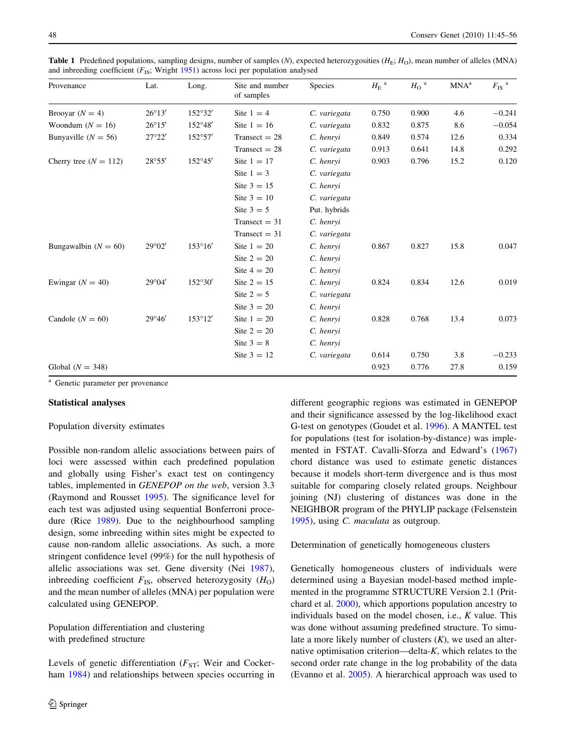**Table 1** Predefined populations, sampling designs, number of samples ($N$), expected heterozygosities ($H_E$; $H_O$), mean number of alleles (MNA) and inbreeding coefficient ($F_{IS}$; Wright 1951) across loci per population analysed

| Provenance | Lat. | Long. | Site and number of samples | Species | $H_E$ [a] | $H_O$ [a] | MNA[a] | $F_{IS}$ [a] |
|---|---|---|---|---|---|---|---|---|
| Brooyar ($N = 4$) | 26°13′ | 152°32′ | Site 1 = 4 | *C. variegata* | 0.750 | 0.900 | 4.6 | −0.241 |
| Woondum ($N = 16$) | 26°15′ | 152°48′ | Site 1 = 16 | *C. variegata* | 0.832 | 0.875 | 8.6 | −0.054 |
| Bunyaville ($N = 56$) | 27°22′ | 152°57′ | Transect = 28 | *C. henryi* | 0.849 | 0.574 | 12.6 | 0.334 |
| | | | Transect = 28 | *C. variegata* | 0.913 | 0.641 | 14.8 | 0.292 |
| Cherry tree ($N = 112$) | 28°55′ | 152°45′ | Site 1 = 17 | *C. henryi* | 0.903 | 0.796 | 15.2 | 0.120 |
| | | | Site 1 = 3 | *C. variegata* | | | | |
| | | | Site 3 = 15 | *C. henryi* | | | | |
| | | | Site 3 = 10 | *C. variegata* | | | | |
| | | | Site 3 = 5 | Put. hybrids | | | | |
| | | | Transect = 31 | *C. henryi* | | | | |
| | | | Transect = 31 | *C. variegata* | | | | |
| Bungawalbin ($N = 60$) | 29°02′ | 153°16′ | Site 1 = 20 | *C. henryi* | 0.867 | 0.827 | 15.8 | 0.047 |
| | | | Site 2 = 20 | *C. henryi* | | | | |
| | | | Site 4 = 20 | *C. henryi* | | | | |
| Ewingar ($N = 40$) | 29°04′ | 152°30′ | Site 2 = 15 | *C. henryi* | 0.824 | 0.834 | 12.6 | 0.019 |
| | | | Site 2 = 5 | *C. variegata* | | | | |
| | | | Site 3 = 20 | *C. henryi* | | | | |
| Candole ($N = 60$) | 29°46′ | 153°12′ | Site 1 = 20 | *C. henryi* | 0.828 | 0.768 | 13.4 | 0.073 |
| | | | Site 2 = 20 | *C. henryi* | | | | |
| | | | Site 3 = 8 | *C. henryi* | | | | |
| | | | Site 3 = 12 | *C. variegata* | 0.614 | 0.750 | 3.8 | −0.233 |
| Global ($N = 348$) | | | | | 0.923 | 0.776 | 27.8 | 0.159 |

[a] Genetic parameter per provenance

### Statistical analyses

#### Population diversity estimates

Possible non-random allelic associations between pairs of loci were assessed within each predefined population and globally using Fisher's exact test on contingency tables, implemented in *GENEPOP on the web*, version 3.3 (Raymond and Rousset 1995). The significance level for each test was adjusted using sequential Bonferroni procedure (Rice 1989). Due to the neighbourhood sampling design, some inbreeding within sites might be expected to cause non-random allelic associations. As such, a more stringent confidence level (99%) for the null hypothesis of allelic associations was set. Gene diversity (Nei 1987), inbreeding coefficient $F_{IS}$, observed heterozygosity ($H_O$) and the mean number of alleles (MNA) per population were calculated using GENEPOP.

#### Population differentiation and clustering with predefined structure

Levels of genetic differentiation ($F_{ST}$; Weir and Cockerham 1984) and relationships between species occurring in different geographic regions was estimated in GENEPOP and their significance assessed by the log-likelihood exact G-test on genotypes (Goudet et al. 1996). A MANTEL test for populations (test for isolation-by-distance) was implemented in FSTAT. Cavalli-Sforza and Edward's (1967) chord distance was used to estimate genetic distances because it models short-term divergence and is thus most suitable for comparing closely related groups. Neighbour joining (NJ) clustering of distances was done in the NEIGHBOR program of the PHYLIP package (Felsenstein 1995), using *C. maculata* as outgroup.

#### Determination of genetically homogeneous clusters

Genetically homogeneous clusters of individuals were determined using a Bayesian model-based method implemented in the programme STRUCTURE Version 2.1 (Pritchard et al. 2000), which apportions population ancestry to individuals based on the model chosen, i.e., $K$ value. This was done without assuming predefined structure. To simulate a more likely number of clusters ($K$), we used an alternative optimisation criterion—delta-$K$, which relates to the second order rate change in the log probability of the data (Evanno et al. 2005). A hierarchical approach was used to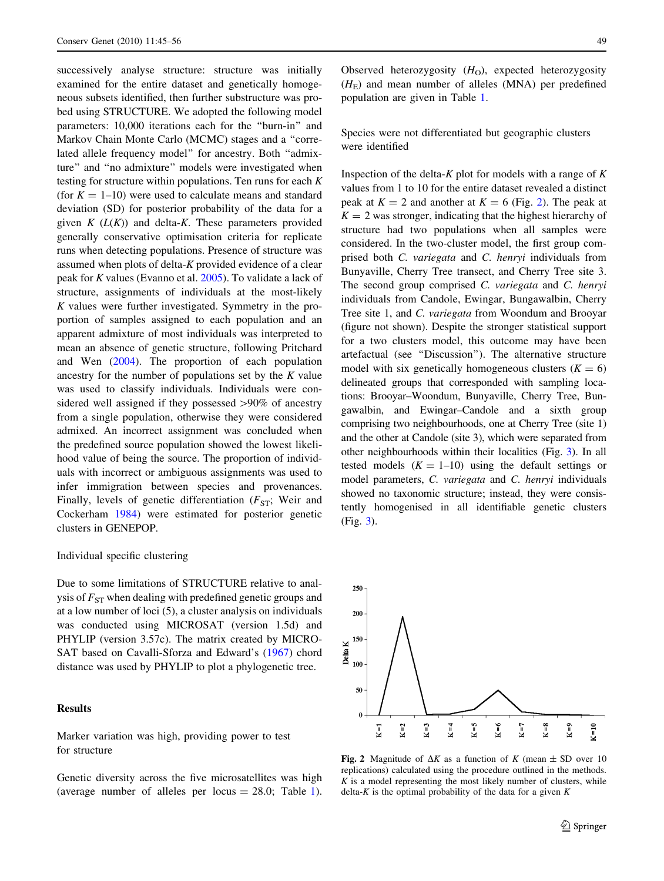successively analyse structure: structure was initially examined for the entire dataset and genetically homogeneous subsets identified, then further substructure was probed using STRUCTURE. We adopted the following model parameters: 10,000 iterations each for the "burn-in" and Markov Chain Monte Carlo (MCMC) stages and a "correlated allele frequency model" for ancestry. Both "admixture" and "no admixture" models were investigated when testing for structure within populations. Ten runs for each $K$ (for $K = 1$–10) were used to calculate means and standard deviation (SD) for posterior probability of the data for a given $K$ ($L(K)$) and delta-$K$. These parameters provided generally conservative optimisation criteria for replicate runs when detecting populations. Presence of structure was assumed when plots of delta-$K$ provided evidence of a clear peak for $K$ values (Evanno et al. 2005). To validate a lack of structure, assignments of individuals at the most-likely $K$ values were further investigated. Symmetry in the proportion of samples assigned to each population and an apparent admixture of most individuals was interpreted to mean an absence of genetic structure, following Pritchard and Wen (2004). The proportion of each population ancestry for the number of populations set by the $K$ value was used to classify individuals. Individuals were considered well assigned if they possessed >90% of ancestry from a single population, otherwise they were considered admixed. An incorrect assignment was concluded when the predefined source population showed the lowest likelihood value of being the source. The proportion of individuals with incorrect or ambiguous assignments was used to infer immigration between species and provenances. Finally, levels of genetic differentiation ($F_{ST}$; Weir and Cockerham 1984) were estimated for posterior genetic clusters in GENEPOP.

### Individual specific clustering

Due to some limitations of STRUCTURE relative to analysis of $F_{ST}$ when dealing with predefined genetic groups and at a low number of loci (5), a cluster analysis on individuals was conducted using MICROSAT (version 1.5d) and PHYLIP (version 3.57c). The matrix created by MICROSAT based on Cavalli-Sforza and Edward's (1967) chord distance was used by PHYLIP to plot a phylogenetic tree.

## Results

### Marker variation was high, providing power to test for structure

Genetic diversity across the five microsatellites was high (average number of alleles per locus = 28.0; Table 1). Observed heterozygosity ($H_O$), expected heterozygosity ($H_E$) and mean number of alleles (MNA) per predefined population are given in Table 1.

### Species were not differentiated but geographic clusters were identified

Inspection of the delta-$K$ plot for models with a range of $K$ values from 1 to 10 for the entire dataset revealed a distinct peak at $K = 2$ and another at $K = 6$ (Fig. 2). The peak at $K = 2$ was stronger, indicating that the highest hierarchy of structure had two populations when all samples were considered. In the two-cluster model, the first group comprised both *C. variegata* and *C. henryi* individuals from Bunyaville, Cherry Tree transect, and Cherry Tree site 3. The second group comprised *C. variegata* and *C. henryi* individuals from Candole, Ewingar, Bungawalbin, Cherry Tree site 1, and *C. variegata* from Woondum and Brooyar (figure not shown). Despite the stronger statistical support for a two clusters model, this outcome may have been artefactual (see "Discussion"). The alternative structure model with six genetically homogeneous clusters ($K = 6$) delineated groups that corresponded with sampling locations: Brooyar–Woondum, Bunyaville, Cherry Tree, Bungawalbin, and Ewingar–Candole and a sixth group comprising two neighbourhoods, one at Cherry Tree (site 1) and the other at Candole (site 3), which were separated from other neighbourhoods within their localities (Fig. 3). In all tested models ($K = 1$–10) using the default settings or model parameters, *C. variegata* and *C. henryi* individuals showed no taxonomic structure; instead, they were consistently homogenised in all identifiable genetic clusters (Fig. 3).

**Fig. 2** Magnitude of $\Delta K$ as a function of $K$ (mean ± SD over 10 replications) calculated using the procedure outlined in the methods. $K$ is a model representing the most likely number of clusters, while delta-$K$ is the optimal probability of the data for a given $K$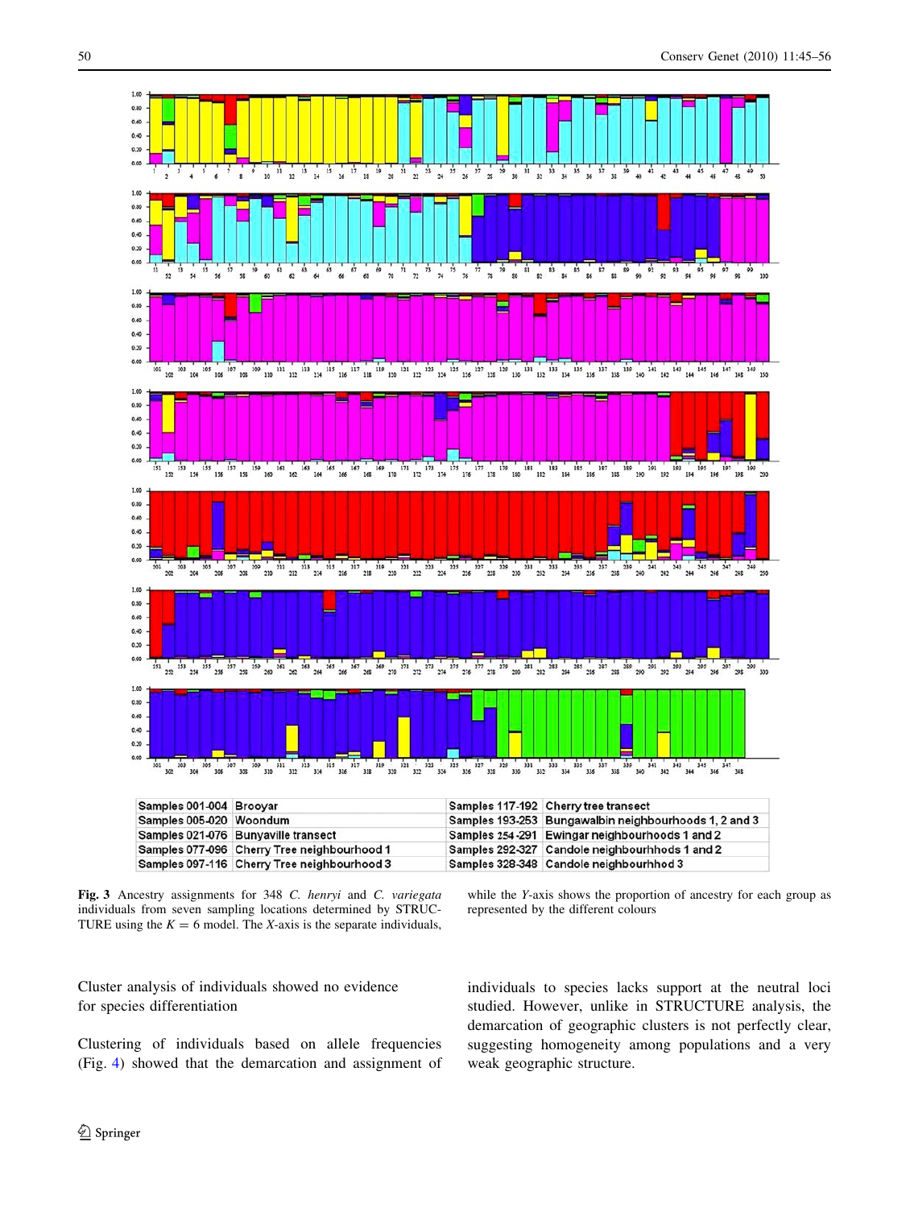| Samples 001-004 | Brooyar | Samples 117-192 | Cherry tree transect |
|---|---|---|---|
| Samples 005-020 | Woondum | Samples 193-253 | Bungawalbin neighbourhoods 1, 2 and 3 |
| Samples 021-076 | Bunyaville transect | Samples 254-291 | Ewingar neighbourhoods 1 and 2 |
| Samples 077-096 | Cherry Tree neighbourhood 1 | Samples 292-327 | Candole neighbourhhods 1 and 2 |
| Samples 097-116 | Cherry Tree neighbourhood 3 | Samples 328-348 | Candole neighbourhhod 3 |

**Fig. 3** Ancestry assignments for 348 *C. henryi* and *C. variegata* individuals from seven sampling locations determined by STRUCTURE using the $K = 6$ model. The *X*-axis is the separate individuals, while the *Y*-axis shows the proportion of ancestry for each group as represented by the different colours

Cluster analysis of individuals showed no evidence for species differentiation

Clustering of individuals based on allele frequencies (Fig. 4) showed that the demarcation and assignment of individuals to species lacks support at the neutral loci studied. However, unlike in STRUCTURE analysis, the demarcation of geographic clusters is not perfectly clear, suggesting homogeneity among populations and a very weak geographic structure.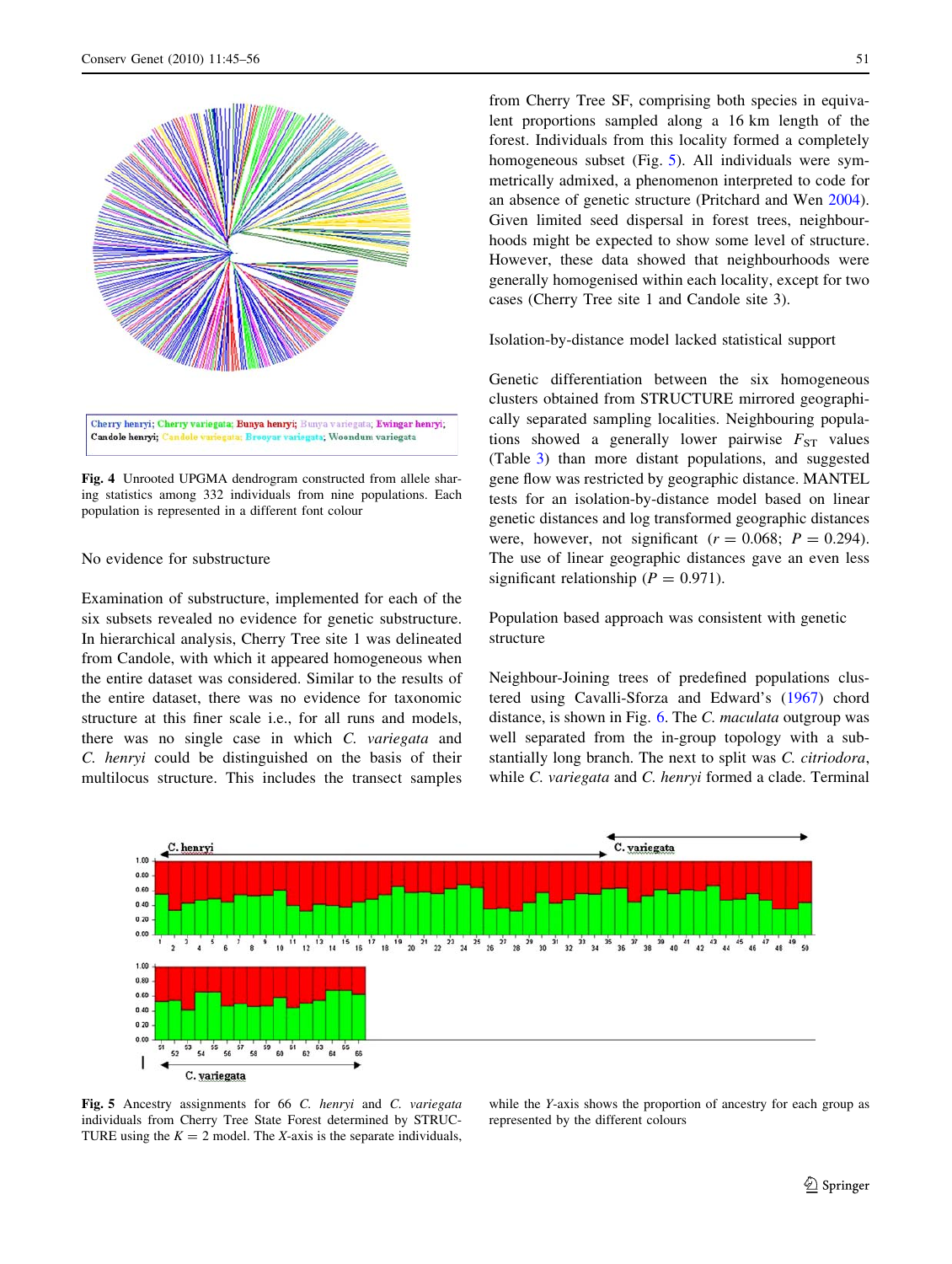Cherry henryi; Cherry variegata; Bunya henryi; Bunya variegata; Ewingar henryi; Candole henryi; Candole variegata; Brooyar variegata; Woondum variegata

**Fig. 4** Unrooted UPGMA dendrogram constructed from allele sharing statistics among 332 individuals from nine populations. Each population is represented in a different font colour

### No evidence for substructure

Examination of substructure, implemented for each of the six subsets revealed no evidence for genetic substructure. In hierarchical analysis, Cherry Tree site 1 was delineated from Candole, with which it appeared homogeneous when the entire dataset was considered. Similar to the results of the entire dataset, there was no evidence for taxonomic structure at this finer scale i.e., for all runs and models, there was no single case in which *C. variegata* and *C. henryi* could be distinguished on the basis of their multilocus structure. This includes the transect samples from Cherry Tree SF, comprising both species in equivalent proportions sampled along a 16 km length of the forest. Individuals from this locality formed a completely homogeneous subset (Fig. 5). All individuals were symmetrically admixed, a phenomenon interpreted to code for an absence of genetic structure (Pritchard and Wen 2004). Given limited seed dispersal in forest trees, neighbourhoods might be expected to show some level of structure. However, these data showed that neighbourhoods were generally homogenised within each locality, except for two cases (Cherry Tree site 1 and Candole site 3).

### Isolation-by-distance model lacked statistical support

Genetic differentiation between the six homogeneous clusters obtained from STRUCTURE mirrored geographically separated sampling localities. Neighbouring populations showed a generally lower pairwise $F_{ST}$ values (Table 3) than more distant populations, and suggested gene flow was restricted by geographic distance. MANTEL tests for an isolation-by-distance model based on linear genetic distances and log transformed geographic distances were, however, not significant ($r = 0.068$; $P = 0.294$). The use of linear geographic distances gave an even less significant relationship ($P = 0.971$).

### Population based approach was consistent with genetic structure

Neighbour-Joining trees of predefined populations clustered using Cavalli-Sforza and Edward's (1967) chord distance, is shown in Fig. 6. The *C. maculata* outgroup was well separated from the in-group topology with a substantially long branch. The next to split was *C. citriodora*, while *C. variegata* and *C. henryi* formed a clade. Terminal

**Fig. 5** Ancestry assignments for 66 *C. henryi* and *C. variegata* individuals from Cherry Tree State Forest determined by STRUCTURE using the $K = 2$ model. The X-axis is the separate individuals, while the Y-axis shows the proportion of ancestry for each group as represented by the different colours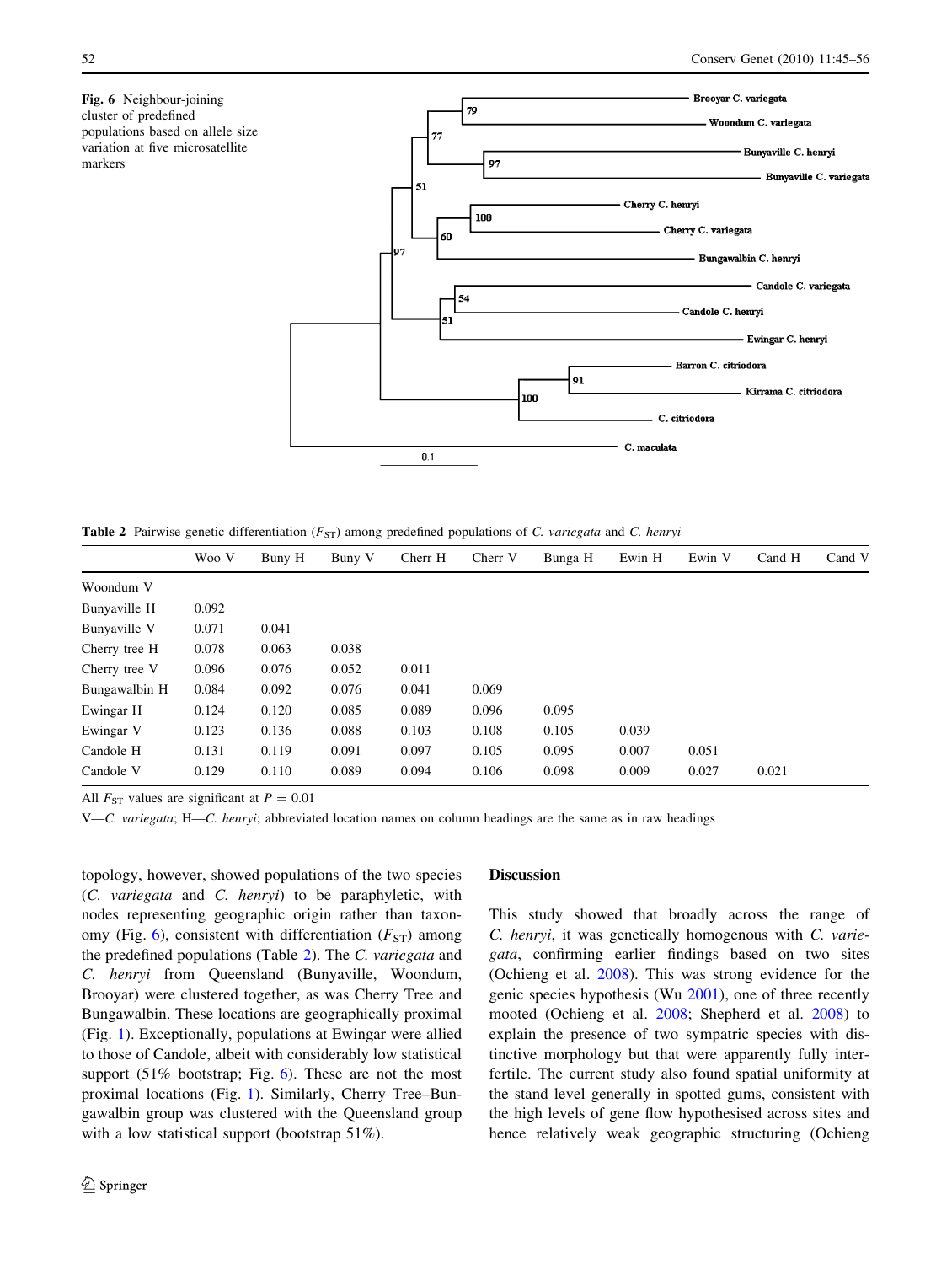**Fig. 6** Neighbour-joining cluster of predefined populations based on allele size variation at five microsatellite markers

**Table 2** Pairwise genetic differentiation ($F_{ST}$) among predefined populations of *C. variegata* and *C. henryi*

| | Woo V | Buny H | Buny V | Cherr H | Cherr V | Bunga H | Ewin H | Ewin V | Cand H | Cand V |
|---|---|---|---|---|---|---|---|---|---|---|
| Woondum V | | | | | | | | | | |
| Bunyaville H | 0.092 | | | | | | | | | |
| Bunyaville V | 0.071 | 0.041 | | | | | | | | |
| Cherry tree H | 0.078 | 0.063 | 0.038 | | | | | | | |
| Cherry tree V | 0.096 | 0.076 | 0.052 | 0.011 | | | | | | |
| Bungawalbin H | 0.084 | 0.092 | 0.076 | 0.041 | 0.069 | | | | | |
| Ewingar H | 0.124 | 0.120 | 0.085 | 0.089 | 0.096 | 0.095 | | | | |
| Ewingar V | 0.123 | 0.136 | 0.088 | 0.103 | 0.108 | 0.105 | 0.039 | | | |
| Candole H | 0.131 | 0.119 | 0.091 | 0.097 | 0.105 | 0.095 | 0.007 | 0.051 | | |
| Candole V | 0.129 | 0.110 | 0.089 | 0.094 | 0.106 | 0.098 | 0.009 | 0.027 | 0.021 | |

All $F_{ST}$ values are significant at $P = 0.01$

V—*C. variegata*; H—*C. henryi*; abbreviated location names on column headings are the same as in raw headings

topology, however, showed populations of the two species (*C. variegata* and *C. henryi*) to be paraphyletic, with nodes representing geographic origin rather than taxonomy (Fig. 6), consistent with differentiation ($F_{ST}$) among the predefined populations (Table 2). The *C. variegata* and *C. henryi* from Queensland (Bunyaville, Woondum, Brooyar) were clustered together, as was Cherry Tree and Bungawalbin. These locations are geographically proximal (Fig. 1). Exceptionally, populations at Ewingar were allied to those of Candole, albeit with considerably low statistical support (51% bootstrap; Fig. 6). These are not the most proximal locations (Fig. 1). Similarly, Cherry Tree–Bungawalbin group was clustered with the Queensland group with a low statistical support (bootstrap 51%).

## Discussion

This study showed that broadly across the range of *C. henryi*, it was genetically homogenous with *C. variegata*, confirming earlier findings based on two sites (Ochieng et al. 2008). This was strong evidence for the genic species hypothesis (Wu 2001), one of three recently mooted (Ochieng et al. 2008; Shepherd et al. 2008) to explain the presence of two sympatric species with distinctive morphology but that were apparently fully interfertile. The current study also found spatial uniformity at the stand level generally in spotted gums, consistent with the high levels of gene flow hypothesised across sites and hence relatively weak geographic structuring (Ochieng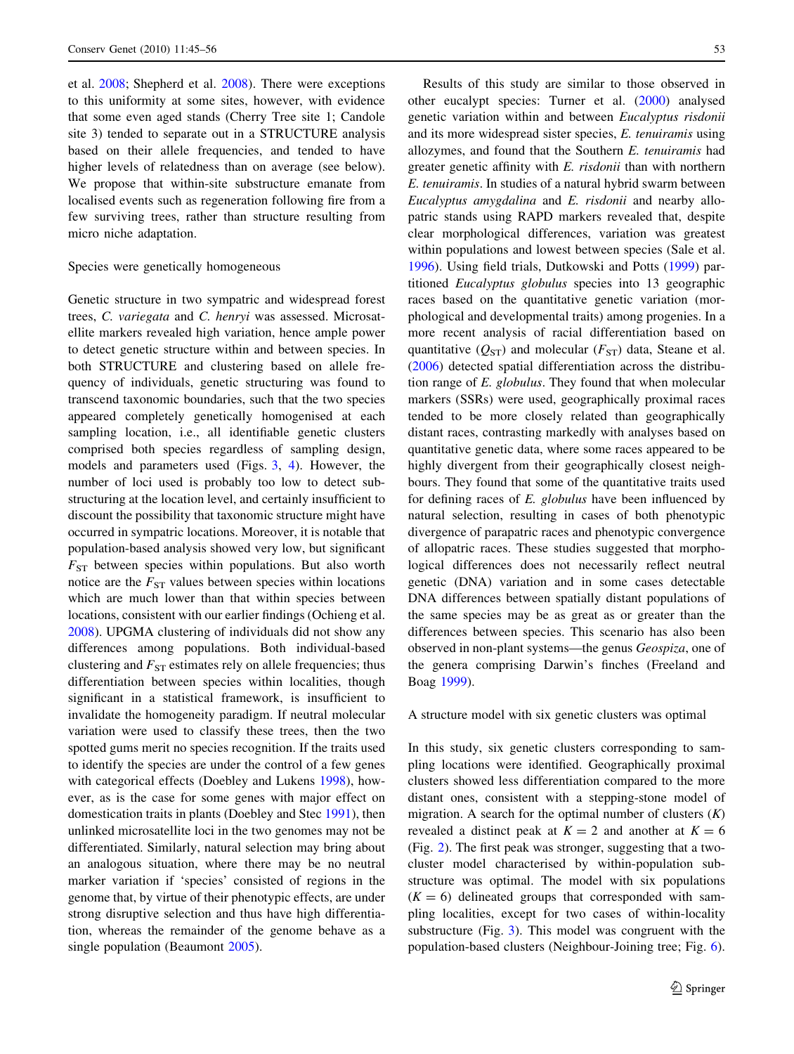et al. 2008; Shepherd et al. 2008). There were exceptions to this uniformity at some sites, however, with evidence that some even aged stands (Cherry Tree site 1; Candole site 3) tended to separate out in a STRUCTURE analysis based on their allele frequencies, and tended to have higher levels of relatedness than on average (see below). We propose that within-site substructure emanate from localised events such as regeneration following fire from a few surviving trees, rather than structure resulting from micro niche adaptation.

### Species were genetically homogeneous

Genetic structure in two sympatric and widespread forest trees, *C. variegata* and *C. henryi* was assessed. Microsatellite markers revealed high variation, hence ample power to detect genetic structure within and between species. In both STRUCTURE and clustering based on allele frequency of individuals, genetic structuring was found to transcend taxonomic boundaries, such that the two species appeared completely genetically homogenised at each sampling location, i.e., all identifiable genetic clusters comprised both species regardless of sampling design, models and parameters used (Figs. 3, 4). However, the number of loci used is probably too low to detect substructuring at the location level, and certainly insufficient to discount the possibility that taxonomic structure might have occurred in sympatric locations. Moreover, it is notable that population-based analysis showed very low, but significant $F_{ST}$ between species within populations. But also worth notice are the $F_{ST}$ values between species within locations which are much lower than that within species between locations, consistent with our earlier findings (Ochieng et al. 2008). UPGMA clustering of individuals did not show any differences among populations. Both individual-based clustering and $F_{ST}$ estimates rely on allele frequencies; thus differentiation between species within localities, though significant in a statistical framework, is insufficient to invalidate the homogeneity paradigm. If neutral molecular variation were used to classify these trees, then the two spotted gums merit no species recognition. If the traits used to identify the species are under the control of a few genes with categorical effects (Doebley and Lukens 1998), however, as is the case for some genes with major effect on domestication traits in plants (Doebley and Stec 1991), then unlinked microsatellite loci in the two genomes may not be differentiated. Similarly, natural selection may bring about an analogous situation, where there may be no neutral marker variation if 'species' consisted of regions in the genome that, by virtue of their phenotypic effects, are under strong disruptive selection and thus have high differentiation, whereas the remainder of the genome behave as a single population (Beaumont 2005).

Results of this study are similar to those observed in other eucalypt species: Turner et al. (2000) analysed genetic variation within and between *Eucalyptus risdonii* and its more widespread sister species, *E. tenuiramis* using allozymes, and found that the Southern *E. tenuiramis* had greater genetic affinity with *E. risdonii* than with northern *E. tenuiramis*. In studies of a natural hybrid swarm between *Eucalyptus amygdalina* and *E. risdonii* and nearby allopatric stands using RAPD markers revealed that, despite clear morphological differences, variation was greatest within populations and lowest between species (Sale et al. 1996). Using field trials, Dutkowski and Potts (1999) partitioned *Eucalyptus globulus* species into 13 geographic races based on the quantitative genetic variation (morphological and developmental traits) among progenies. In a more recent analysis of racial differentiation based on quantitative ($Q_{ST}$) and molecular ($F_{ST}$) data, Steane et al. (2006) detected spatial differentiation across the distribution range of *E. globulus*. They found that when molecular markers (SSRs) were used, geographically proximal races tended to be more closely related than geographically distant races, contrasting markedly with analyses based on quantitative genetic data, where some races appeared to be highly divergent from their geographically closest neighbours. They found that some of the quantitative traits used for defining races of *E. globulus* have been influenced by natural selection, resulting in cases of both phenotypic divergence of parapatric races and phenotypic convergence of allopatric races. These studies suggested that morphological differences does not necessarily reflect neutral genetic (DNA) variation and in some cases detectable DNA differences between spatially distant populations of the same species may be as great as or greater than the differences between species. This scenario has also been observed in non-plant systems—the genus *Geospiza*, one of the genera comprising Darwin's finches (Freeland and Boag 1999).

### A structure model with six genetic clusters was optimal

In this study, six genetic clusters corresponding to sampling locations were identified. Geographically proximal clusters showed less differentiation compared to the more distant ones, consistent with a stepping-stone model of migration. A search for the optimal number of clusters ($K$) revealed a distinct peak at $K = 2$ and another at $K = 6$ (Fig. 2). The first peak was stronger, suggesting that a two-cluster model characterised by within-population substructure was optimal. The model with six populations ($K = 6$) delineated groups that corresponded with sampling localities, except for two cases of within-locality substructure (Fig. 3). This model was congruent with the population-based clusters (Neighbour-Joining tree; Fig. 6).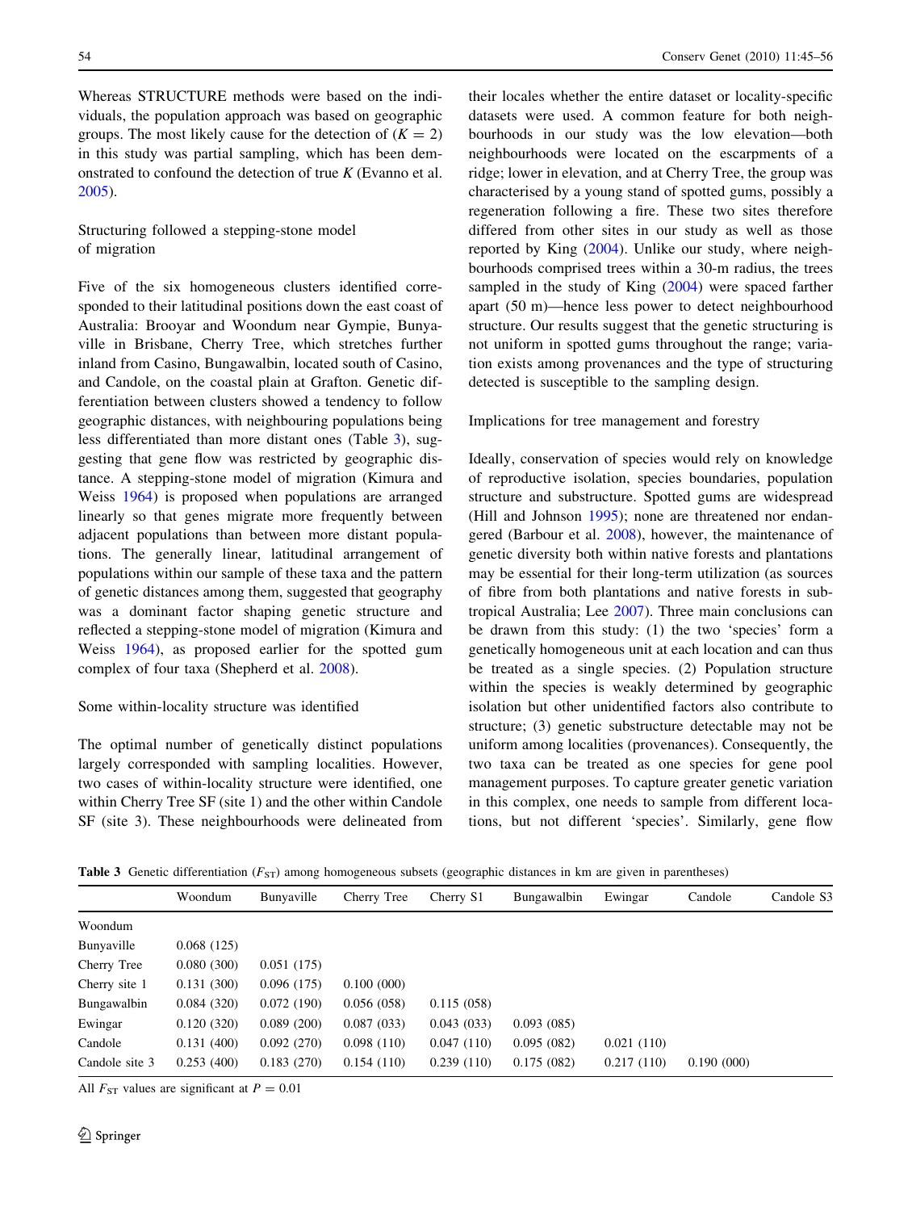Whereas STRUCTURE methods were based on the individuals, the population approach was based on geographic groups. The most likely cause for the detection of ($K = 2$) in this study was partial sampling, which has been demonstrated to confound the detection of true $K$ (Evanno et al. 2005).

### Structuring followed a stepping-stone model of migration

Five of the six homogeneous clusters identified corresponded to their latitudinal positions down the east coast of Australia: Brooyar and Woondum near Gympie, Bunyaville in Brisbane, Cherry Tree, which stretches further inland from Casino, Bungawalbin, located south of Casino, and Candole, on the coastal plain at Grafton. Genetic differentiation between clusters showed a tendency to follow geographic distances, with neighbouring populations being less differentiated than more distant ones (Table 3), suggesting that gene flow was restricted by geographic distance. A stepping-stone model of migration (Kimura and Weiss 1964) is proposed when populations are arranged linearly so that genes migrate more frequently between adjacent populations than between more distant populations. The generally linear, latitudinal arrangement of populations within our sample of these taxa and the pattern of genetic distances among them, suggested that geography was a dominant factor shaping genetic structure and reflected a stepping-stone model of migration (Kimura and Weiss 1964), as proposed earlier for the spotted gum complex of four taxa (Shepherd et al. 2008).

### Some within-locality structure was identified

The optimal number of genetically distinct populations largely corresponded with sampling localities. However, two cases of within-locality structure were identified, one within Cherry Tree SF (site 1) and the other within Candole SF (site 3). These neighbourhoods were delineated from their locales whether the entire dataset or locality-specific datasets were used. A common feature for both neighbourhoods in our study was the low elevation—both neighbourhoods were located on the escarpments of a ridge; lower in elevation, and at Cherry Tree, the group was characterised by a young stand of spotted gums, possibly a regeneration following a fire. These two sites therefore differed from other sites in our study as well as those reported by King (2004). Unlike our study, where neighbourhoods comprised trees within a 30-m radius, the trees sampled in the study of King (2004) were spaced farther apart (50 m)—hence less power to detect neighbourhood structure. Our results suggest that the genetic structuring is not uniform in spotted gums throughout the range; variation exists among provenances and the type of structuring detected is susceptible to the sampling design.

### Implications for tree management and forestry

Ideally, conservation of species would rely on knowledge of reproductive isolation, species boundaries, population structure and substructure. Spotted gums are widespread (Hill and Johnson 1995); none are threatened nor endangered (Barbour et al. 2008), however, the maintenance of genetic diversity both within native forests and plantations may be essential for their long-term utilization (as sources of fibre from both plantations and native forests in subtropical Australia; Lee 2007). Three main conclusions can be drawn from this study: (1) the two 'species' form a genetically homogeneous unit at each location and can thus be treated as a single species. (2) Population structure within the species is weakly determined by geographic isolation but other unidentified factors also contribute to structure; (3) genetic substructure detectable may not be uniform among localities (provenances). Consequently, the two taxa can be treated as one species for gene pool management purposes. To capture greater genetic variation in this complex, one needs to sample from different locations, but not different 'species'. Similarly, gene flow

**Table 3** Genetic differentiation ($F_{ST}$) among homogeneous subsets (geographic distances in km are given in parentheses)

| | Woondum | Bunyaville | Cherry Tree | Cherry S1 | Bungawalbin | Ewingar | Candole | Candole S3 |
|---|---|---|---|---|---|---|---|---|
| Woondum | | | | | | | | |
| Bunyaville | 0.068 (125) | | | | | | | |
| Cherry Tree | 0.080 (300) | 0.051 (175) | | | | | | |
| Cherry site 1 | 0.131 (300) | 0.096 (175) | 0.100 (000) | | | | | |
| Bungawalbin | 0.084 (320) | 0.072 (190) | 0.056 (058) | 0.115 (058) | | | | |
| Ewingar | 0.120 (320) | 0.089 (200) | 0.087 (033) | 0.043 (033) | 0.093 (085) | | | |
| Candole | 0.131 (400) | 0.092 (270) | 0.098 (110) | 0.047 (110) | 0.095 (082) | 0.021 (110) | | |
| Candole site 3 | 0.253 (400) | 0.183 (270) | 0.154 (110) | 0.239 (110) | 0.175 (082) | 0.217 (110) | 0.190 (000) | |

All $F_{ST}$ values are significant at $P = 0.01$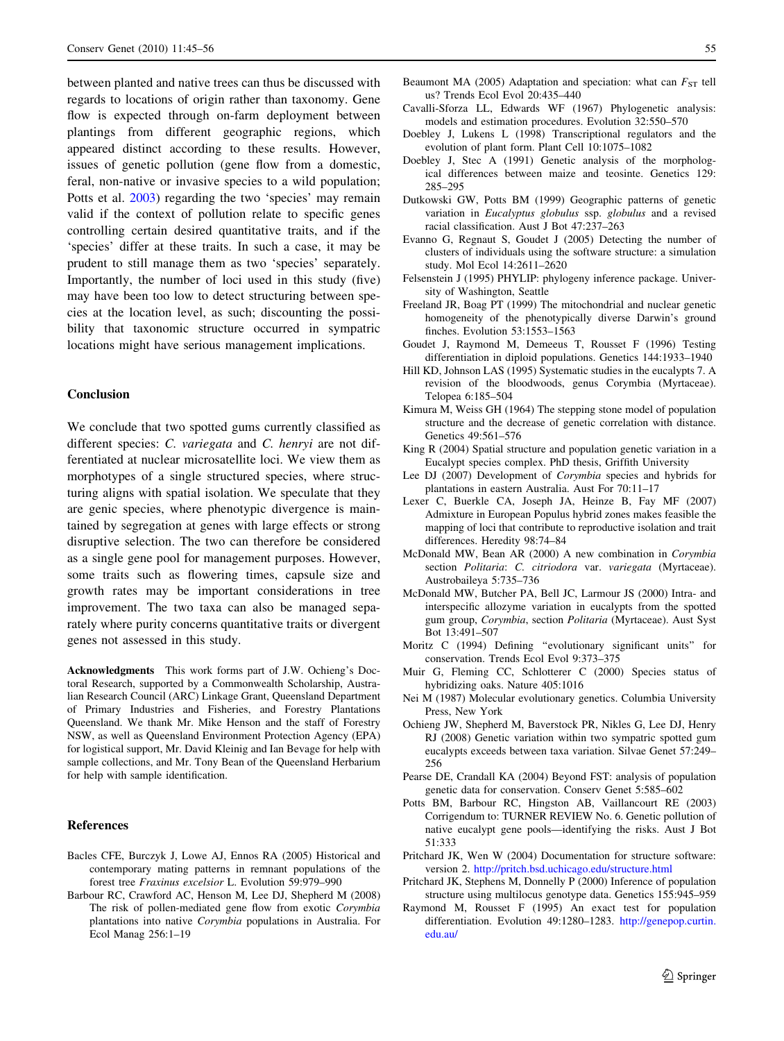between planted and native trees can thus be discussed with regards to locations of origin rather than taxonomy. Gene flow is expected through on-farm deployment between plantings from different geographic regions, which appeared distinct according to these results. However, issues of genetic pollution (gene flow from a domestic, feral, non-native or invasive species to a wild population; Potts et al. 2003) regarding the two 'species' may remain valid if the context of pollution relate to specific genes controlling certain desired quantitative traits, and if the 'species' differ at these traits. In such a case, it may be prudent to still manage them as two 'species' separately. Importantly, the number of loci used in this study (five) may have been too low to detect structuring between species at the location level, as such; discounting the possibility that taxonomic structure occurred in sympatric locations might have serious management implications.

## Conclusion

We conclude that two spotted gums currently classified as different species: *C. variegata* and *C. henryi* are not differentiated at nuclear microsatellite loci. We view them as morphotypes of a single structured species, where structuring aligns with spatial isolation. We speculate that they are genic species, where phenotypic divergence is maintained by segregation at genes with large effects or strong disruptive selection. The two can therefore be considered as a single gene pool for management purposes. However, some traits such as flowering times, capsule size and growth rates may be important considerations in tree improvement. The two taxa can also be managed separately where purity concerns quantitative traits or divergent genes not assessed in this study.

**Acknowledgments** This work forms part of J.W. Ochieng's Doctoral Research, supported by a Commonwealth Scholarship, Australian Research Council (ARC) Linkage Grant, Queensland Department of Primary Industries and Fisheries, and Forestry Plantations Queensland. We thank Mr. Mike Henson and the staff of Forestry NSW, as well as Queensland Environment Protection Agency (EPA) for logistical support, Mr. David Kleinig and Ian Bevage for help with sample collections, and Mr. Tony Bean of the Queensland Herbarium for help with sample identification.

## References

Bacles CFE, Burczyk J, Lowe AJ, Ennos RA (2005) Historical and contemporary mating patterns in remnant populations of the forest tree *Fraxinus excelsior* L. Evolution 59:979–990

Barbour RC, Crawford AC, Henson M, Lee DJ, Shepherd M (2008) The risk of pollen-mediated gene flow from exotic *Corymbia* plantations into native *Corymbia* populations in Australia. For Ecol Manag 256:1–19

Beaumont MA (2005) Adaptation and speciation: what can $F_{ST}$ tell us? Trends Ecol Evol 20:435–440

Cavalli-Sforza LL, Edwards WF (1967) Phylogenetic analysis: models and estimation procedures. Evolution 32:550–570

Doebley J, Lukens L (1998) Transcriptional regulators and the evolution of plant form. Plant Cell 10:1075–1082

Doebley J, Stec A (1991) Genetic analysis of the morphological differences between maize and teosinte. Genetics 129: 285–295

Dutkowski GW, Potts BM (1999) Geographic patterns of genetic variation in *Eucalyptus globulus* ssp. *globulus* and a revised racial classification. Aust J Bot 47:237–263

Evanno G, Regnaut S, Goudet J (2005) Detecting the number of clusters of individuals using the software structure: a simulation study. Mol Ecol 14:2611–2620

Felsenstein J (1995) PHYLIP: phylogeny inference package. University of Washington, Seattle

Freeland JR, Boag PT (1999) The mitochondrial and nuclear genetic homogeneity of the phenotypically diverse Darwin's ground finches. Evolution 53:1553–1563

Goudet J, Raymond M, Demeeus T, Rousset F (1996) Testing differentiation in diploid populations. Genetics 144:1933–1940

Hill KD, Johnson LAS (1995) Systematic studies in the eucalypts 7. A revision of the bloodwoods, genus Corymbia (Myrtaceae). Telopea 6:185–504

Kimura M, Weiss GH (1964) The stepping stone model of population structure and the decrease of genetic correlation with distance. Genetics 49:561–576

King R (2004) Spatial structure and population genetic variation in a Eucalypt species complex. PhD thesis, Griffith University

Lee DJ (2007) Development of *Corymbia* species and hybrids for plantations in eastern Australia. Aust For 70:11–17

Lexer C, Buerkle CA, Joseph JA, Heinze B, Fay MF (2007) Admixture in European Populus hybrid zones makes feasible the mapping of loci that contribute to reproductive isolation and trait differences. Heredity 98:74–84

McDonald MW, Bean AR (2000) A new combination in *Corymbia* section *Politaria*: *C. citriodora* var. *variegata* (Myrtaceae). Austrobaileya 5:735–736

McDonald MW, Butcher PA, Bell JC, Larmour JS (2000) Intra- and interspecific allozyme variation in eucalypts from the spotted gum group, *Corymbia*, section *Politaria* (Myrtaceae). Aust Syst Bot 13:491–507

Moritz C (1994) Defining "evolutionary significant units" for conservation. Trends Ecol Evol 9:373–375

Muir G, Fleming CC, Schlotterer C (2000) Species status of hybridizing oaks. Nature 405:1016

Nei M (1987) Molecular evolutionary genetics. Columbia University Press, New York

Ochieng JW, Shepherd M, Baverstock PR, Nikles G, Lee DJ, Henry RJ (2008) Genetic variation within two sympatric spotted gum eucalypts exceeds between taxa variation. Silvae Genet 57:249–256

Pearse DE, Crandall KA (2004) Beyond FST: analysis of population genetic data for conservation. Conserv Genet 5:585–602

Potts BM, Barbour RC, Hingston AB, Vaillancourt RE (2003) Corrigendum to: TURNER REVIEW No. 6. Genetic pollution of native eucalypt gene pools—identifying the risks. Aust J Bot 51:333

Pritchard JK, Wen W (2004) Documentation for structure software: version 2. http://pritch.bsd.uchicago.edu/structure.html

Pritchard JK, Stephens M, Donnelly P (2000) Inference of population structure using multilocus genotype data. Genetics 155:945–959

Raymond M, Rousset F (1995) An exact test for population differentiation. Evolution 49:1280–1283. http://genepop.curtin.edu.au/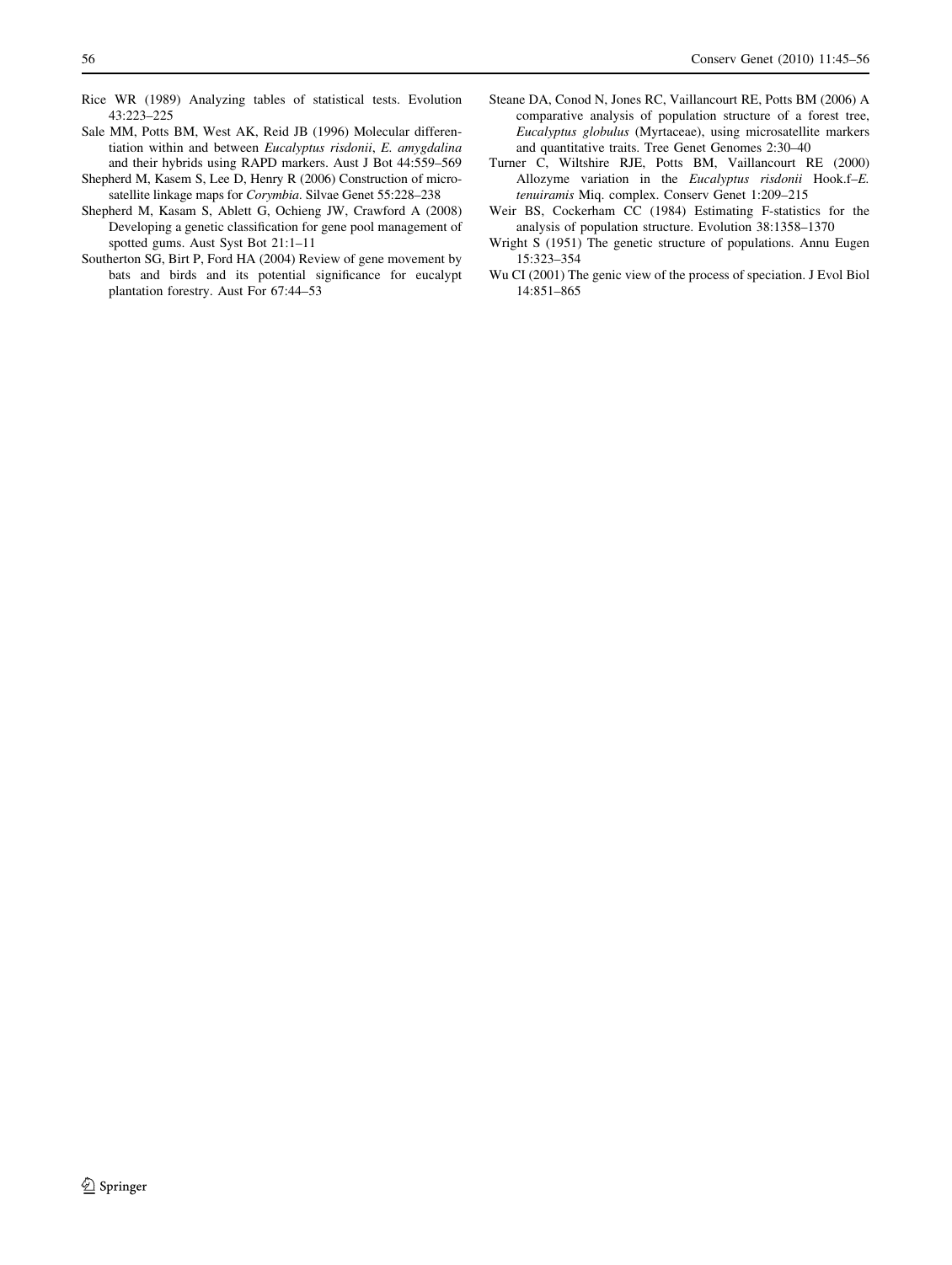Rice WR (1989) Analyzing tables of statistical tests. Evolution 43:223–225

Sale MM, Potts BM, West AK, Reid JB (1996) Molecular differentiation within and between *Eucalyptus risdonii*, *E. amygdalina* and their hybrids using RAPD markers. Aust J Bot 44:559–569

Shepherd M, Kasem S, Lee D, Henry R (2006) Construction of microsatellite linkage maps for *Corymbia*. Silvae Genet 55:228–238

Shepherd M, Kasam S, Ablett G, Ochieng JW, Crawford A (2008) Developing a genetic classification for gene pool management of spotted gums. Aust Syst Bot 21:1–11

Southerton SG, Birt P, Ford HA (2004) Review of gene movement by bats and birds and its potential significance for eucalypt plantation forestry. Aust For 67:44–53

Steane DA, Conod N, Jones RC, Vaillancourt RE, Potts BM (2006) A comparative analysis of population structure of a forest tree, *Eucalyptus globulus* (Myrtaceae), using microsatellite markers and quantitative traits. Tree Genet Genomes 2:30–40

Turner C, Wiltshire RJE, Potts BM, Vaillancourt RE (2000) Allozyme variation in the *Eucalyptus risdonii* Hook.f–*E. tenuiramis* Miq. complex. Conserv Genet 1:209–215

Weir BS, Cockerham CC (1984) Estimating F-statistics for the analysis of population structure. Evolution 38:1358–1370

Wright S (1951) The genetic structure of populations. Annu Eugen 15:323–354

Wu CI (2001) The genic view of the process of speciation. J Evol Biol 14:851–865